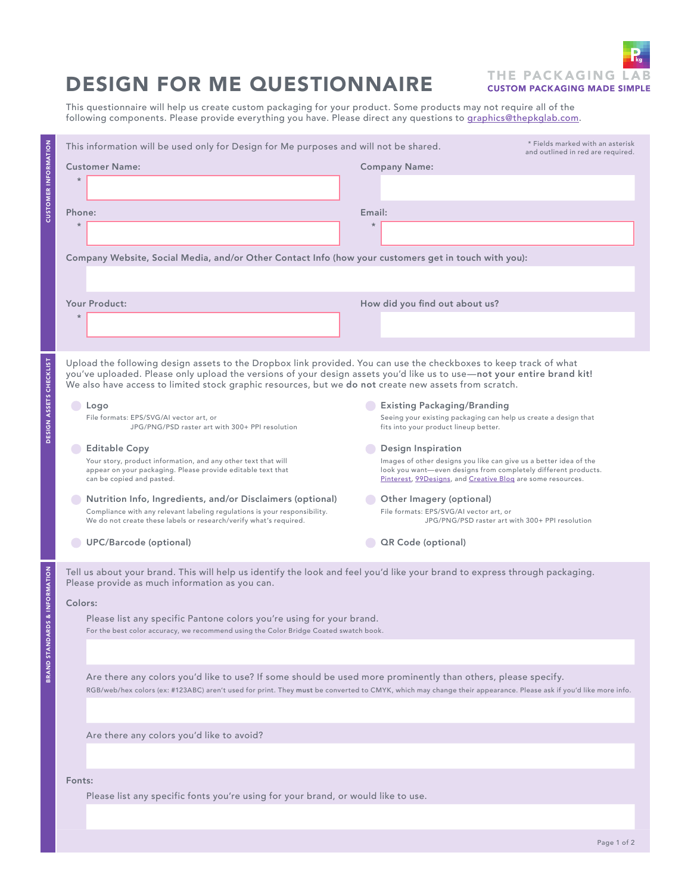# DESIGN FOR ME QUESTIONNAIRE

**THE PACKAGING LAB**
**CUSTOM PACKAGING MADE SIMPLE**

This questionnaire will help us create custom packaging for your product. Some products may not require all of the following components. Please provide everything you have. Please direct any questions to graphics@thepkglab.com.

## CUSTOMER INFORMATION

This information will be used only for Design for Me purposes and will not be shared.

* Fields marked with an asterisk and outlined in red are required.

**Customer Name:** *

**Company Name:**

**Phone:** *

**Email:** *

**Company Website, Social Media, and/or Other Contact Info (how your customers get in touch with you):**

**Your Product:** *

**How did you find out about us?**

## DESIGN ASSETS CHECKLIST

Upload the following design assets to the Dropbox link provided. You can use the checkboxes to keep track of what you've uploaded. Please only upload the versions of your design assets you'd like us to use—**not your entire brand kit!** We also have access to limited stock graphic resources, but we **do not** create new assets from scratch.

- **Logo**
  File formats: EPS/SVG/AI vector art, or JPG/PNG/PSD raster art with 300+ PPI resolution
- **Existing Packaging/Branding**
  Seeing your existing packaging can help us create a design that fits into your product lineup better.
- **Editable Copy**
  Your story, product information, and any other text that will appear on your packaging. Please provide editable text that can be copied and pasted.
- **Design Inspiration**
  Images of other designs you like can give us a better idea of the look you want—even designs from completely different products. Pinterest, 99Designs, and Creative Bloq are some resources.
- **Nutrition Info, Ingredients, and/or Disclaimers (optional)**
  Compliance with any relevant labeling regulations is your responsibility. We do not create these labels or research/verify what's required.
- **Other Imagery (optional)**
  File formats: EPS/SVG/AI vector art, or JPG/PNG/PSD raster art with 300+ PPI resolution
- **UPC/Barcode (optional)**
- **QR Code (optional)**

## BRAND STANDARDS & INFORMATION

Tell us about your brand. This will help us identify the look and feel you'd like your brand to express through packaging. Please provide as much information as you can.

**Colors:**

Please list any specific Pantone colors you're using for your brand.
For the best color accuracy, we recommend using the Color Bridge Coated swatch book.

Are there any colors you'd like to use? If some should be used more prominently than others, please specify.
RGB/web/hex colors (ex: #123ABC) aren't used for print. They **must** be converted to CMYK, which may change their appearance. Please ask if you'd like more info.

Are there any colors you'd like to avoid?

**Fonts:**

Please list any specific fonts you're using for your brand, or would like to use.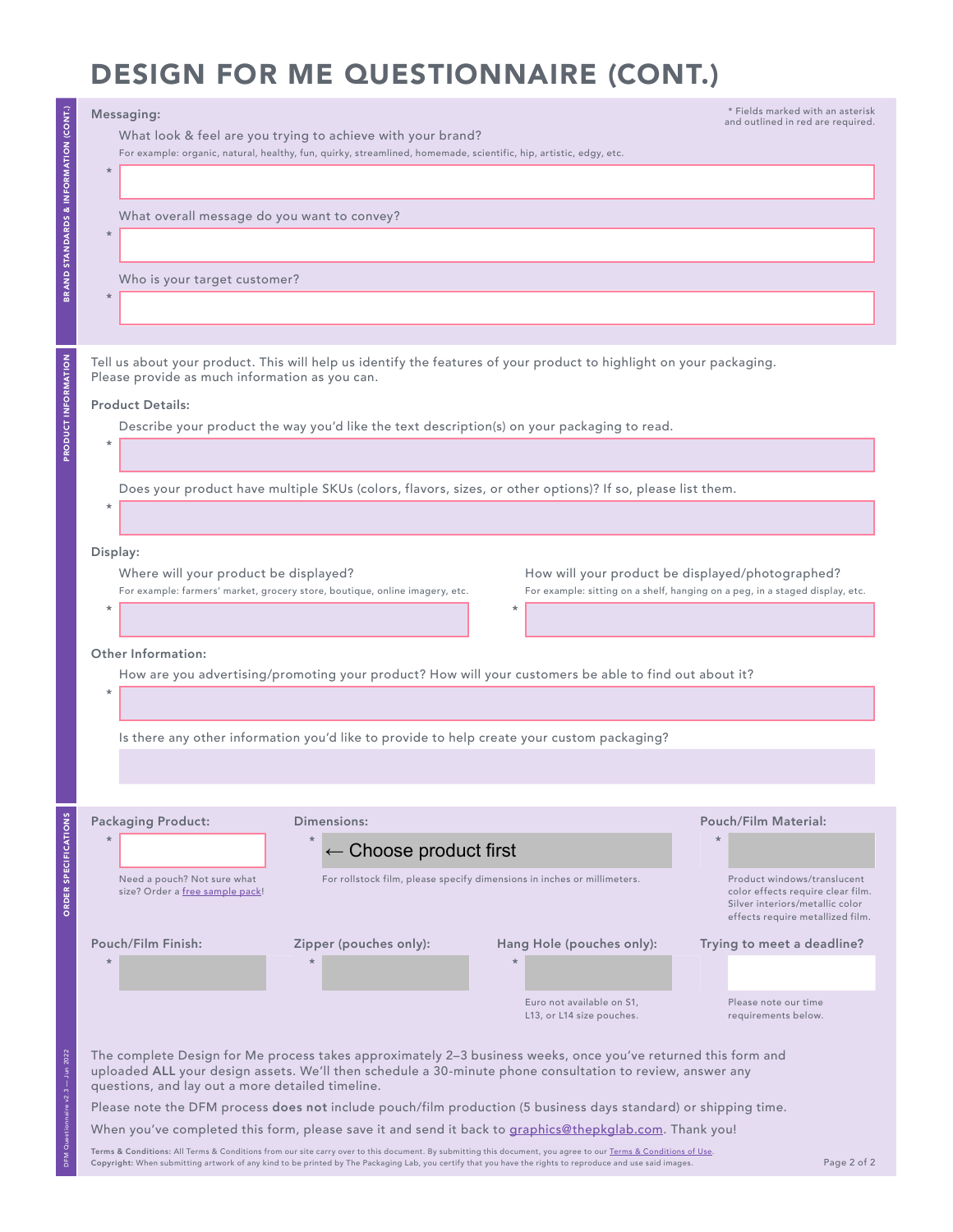# DESIGN FOR ME QUESTIONNAIRE (CONT.)

BRAND STANDARDS & INFORMATION (CONT.)

\* Fields marked with an asterisk and outlined in red are required.

**Messaging:**

What look & feel are you trying to achieve with your brand?

For example: organic, natural, healthy, fun, quirky, streamlined, homemade, scientific, hip, artistic, edgy, etc.

\*

What overall message do you want to convey?

\*

Who is your target customer?

\*

PRODUCT INFORMATION

Tell us about your product. This will help us identify the features of your product to highlight on your packaging. Please provide as much information as you can.

**Product Details:**

Describe your product the way you'd like the text description(s) on your packaging to read.

\*

Does your product have multiple SKUs (colors, flavors, sizes, or other options)? If so, please list them.

\*

**Display:**

Where will your product be displayed?

For example: farmers' market, grocery store, boutique, online imagery, etc.

\*

How will your product be displayed/photographed?

For example: sitting on a shelf, hanging on a peg, in a staged display, etc.

\*

**Other Information:**

How are you advertising/promoting your product? How will your customers be able to find out about it?

\*

Is there any other information you'd like to provide to help create your custom packaging?

ORDER SPECIFICATIONS

**Packaging Product:**

\*

Need a pouch? Not sure what size? Order a free sample pack!

**Dimensions:**

\* ← Choose product first

For rollstock film, please specify dimensions in inches or millimeters.

**Pouch/Film Material:**

\*

Product windows/translucent color effects require clear film. Silver interiors/metallic color effects require metallized film.

**Pouch/Film Finish:**

\*

**Zipper (pouches only):**

\*

**Hang Hole (pouches only):**

\*

Euro not available on S1, L13, or L14 size pouches.

**Trying to meet a deadline?**

Please note our time requirements below.

The complete Design for Me process takes approximately 2–3 business weeks, once you've returned this form and uploaded **ALL** your design assets. We'll then schedule a 30-minute phone consultation to review, answer any questions, and lay out a more detailed timeline.

Please note the DFM process **does not** include pouch/film production (5 business days standard) or shipping time.

When you've completed this form, please save it and send it back to graphics@thepkglab.com. Thank you!

**Terms & Conditions:** All Terms & Conditions from our site carry over to this document. By submitting this document, you agree to our Terms & Conditions of Use.
**Copyright:** When submitting artwork of any kind to be printed by The Packaging Lab, you certify that you have the rights to reproduce and use said images.

DFM Questionnaire v2.3 — Jun 2022